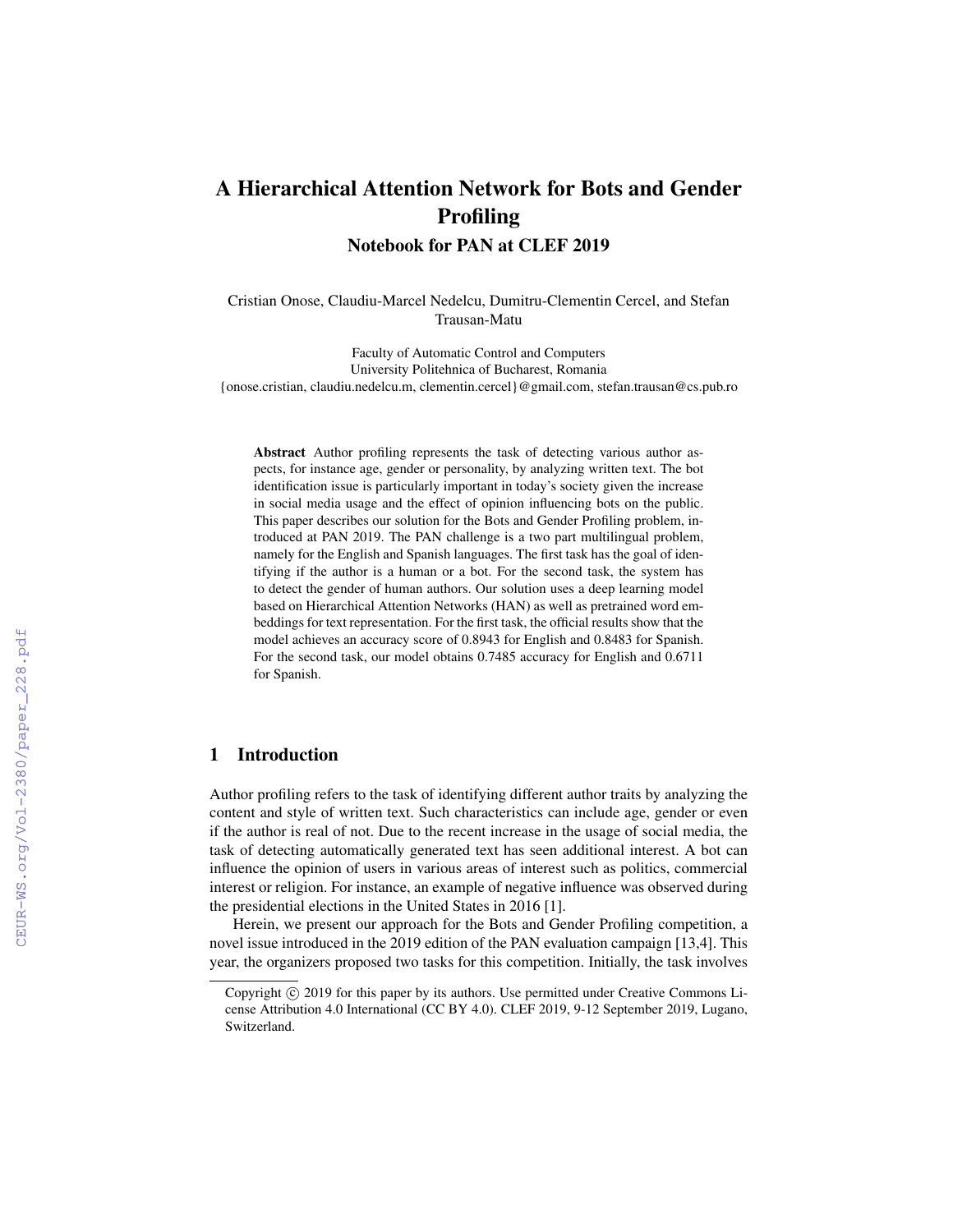# A Hierarchical Attention Network for Bots and Gender Profiling

## Notebook for PAN at CLEF 2019

Cristian Onose, Claudiu-Marcel Nedelcu, Dumitru-Clementin Cercel, and Stefan Trausan-Matu

Faculty of Automatic Control and Computers
University Politehnica of Bucharest, Romania
{onose.cristian, claudiu.nedelcu.m, clementin.cercel}@gmail.com, stefan.trausan@cs.pub.ro

**Abstract** Author profiling represents the task of detecting various author aspects, for instance age, gender or personality, by analyzing written text. The bot identification issue is particularly important in today's society given the increase in social media usage and the effect of opinion influencing bots on the public. This paper describes our solution for the Bots and Gender Profiling problem, introduced at PAN 2019. The PAN challenge is a two part multilingual problem, namely for the English and Spanish languages. The first task has the goal of identifying if the author is a human or a bot. For the second task, the system has to detect the gender of human authors. Our solution uses a deep learning model based on Hierarchical Attention Networks (HAN) as well as pretrained word embeddings for text representation. For the first task, the official results show that the model achieves an accuracy score of 0.8943 for English and 0.8483 for Spanish. For the second task, our model obtains 0.7485 accuracy for English and 0.6711 for Spanish.

## 1 Introduction

Author profiling refers to the task of identifying different author traits by analyzing the content and style of written text. Such characteristics can include age, gender or even if the author is real of not. Due to the recent increase in the usage of social media, the task of detecting automatically generated text has seen additional interest. A bot can influence the opinion of users in various areas of interest such as politics, commercial interest or religion. For instance, an example of negative influence was observed during the presidential elections in the United States in 2016 [1].

Herein, we present our approach for the Bots and Gender Profiling competition, a novel issue introduced in the 2019 edition of the PAN evaluation campaign [13,4]. This year, the organizers proposed two tasks for this competition. Initially, the task involves

Copyright © 2019 for this paper by its authors. Use permitted under Creative Commons License Attribution 4.0 International (CC BY 4.0). CLEF 2019, 9-12 September 2019, Lugano, Switzerland.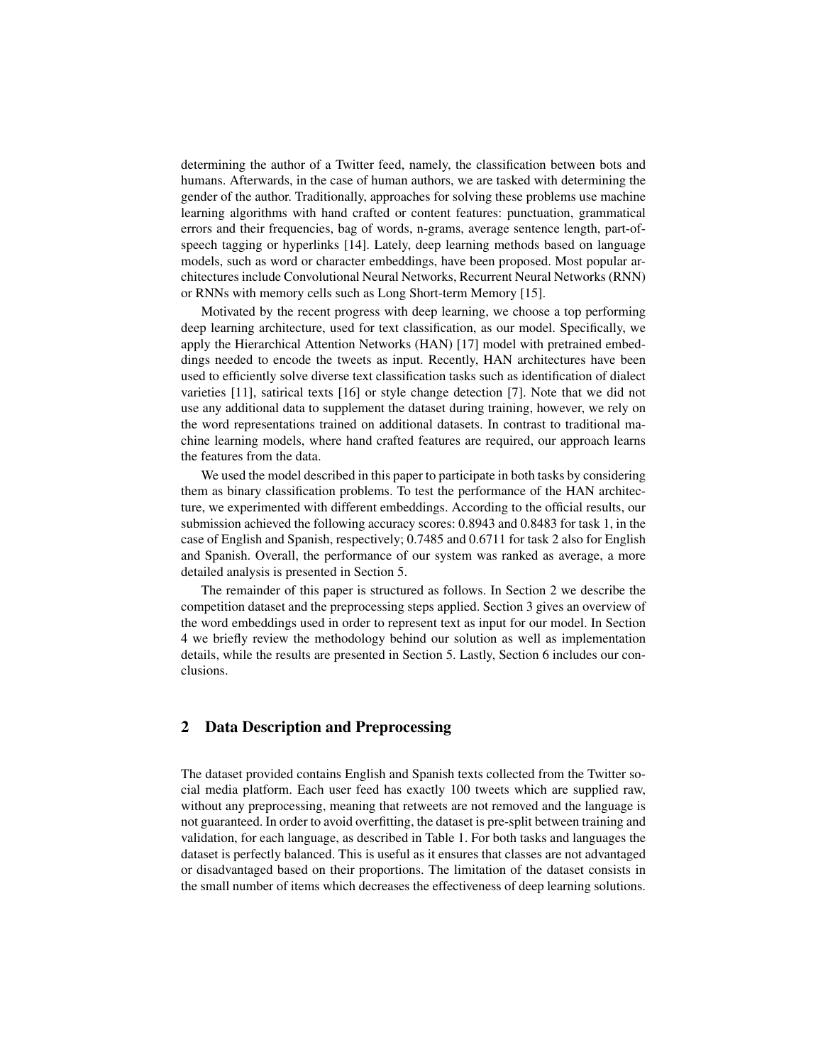determining the author of a Twitter feed, namely, the classification between bots and humans. Afterwards, in the case of human authors, we are tasked with determining the gender of the author. Traditionally, approaches for solving these problems use machine learning algorithms with hand crafted or content features: punctuation, grammatical errors and their frequencies, bag of words, n-grams, average sentence length, part-of-speech tagging or hyperlinks [14]. Lately, deep learning methods based on language models, such as word or character embeddings, have been proposed. Most popular architectures include Convolutional Neural Networks, Recurrent Neural Networks (RNN) or RNNs with memory cells such as Long Short-term Memory [15].

Motivated by the recent progress with deep learning, we choose a top performing deep learning architecture, used for text classification, as our model. Specifically, we apply the Hierarchical Attention Networks (HAN) [17] model with pretrained embeddings needed to encode the tweets as input. Recently, HAN architectures have been used to efficiently solve diverse text classification tasks such as identification of dialect varieties [11], satirical texts [16] or style change detection [7]. Note that we did not use any additional data to supplement the dataset during training, however, we rely on the word representations trained on additional datasets. In contrast to traditional machine learning models, where hand crafted features are required, our approach learns the features from the data.

We used the model described in this paper to participate in both tasks by considering them as binary classification problems. To test the performance of the HAN architecture, we experimented with different embeddings. According to the official results, our submission achieved the following accuracy scores: 0.8943 and 0.8483 for task 1, in the case of English and Spanish, respectively; 0.7485 and 0.6711 for task 2 also for English and Spanish. Overall, the performance of our system was ranked as average, a more detailed analysis is presented in Section 5.

The remainder of this paper is structured as follows. In Section 2 we describe the competition dataset and the preprocessing steps applied. Section 3 gives an overview of the word embeddings used in order to represent text as input for our model. In Section 4 we briefly review the methodology behind our solution as well as implementation details, while the results are presented in Section 5. Lastly, Section 6 includes our conclusions.

## 2 Data Description and Preprocessing

The dataset provided contains English and Spanish texts collected from the Twitter social media platform. Each user feed has exactly 100 tweets which are supplied raw, without any preprocessing, meaning that retweets are not removed and the language is not guaranteed. In order to avoid overfitting, the dataset is pre-split between training and validation, for each language, as described in Table 1. For both tasks and languages the dataset is perfectly balanced. This is useful as it ensures that classes are not advantaged or disadvantaged based on their proportions. The limitation of the dataset consists in the small number of items which decreases the effectiveness of deep learning solutions.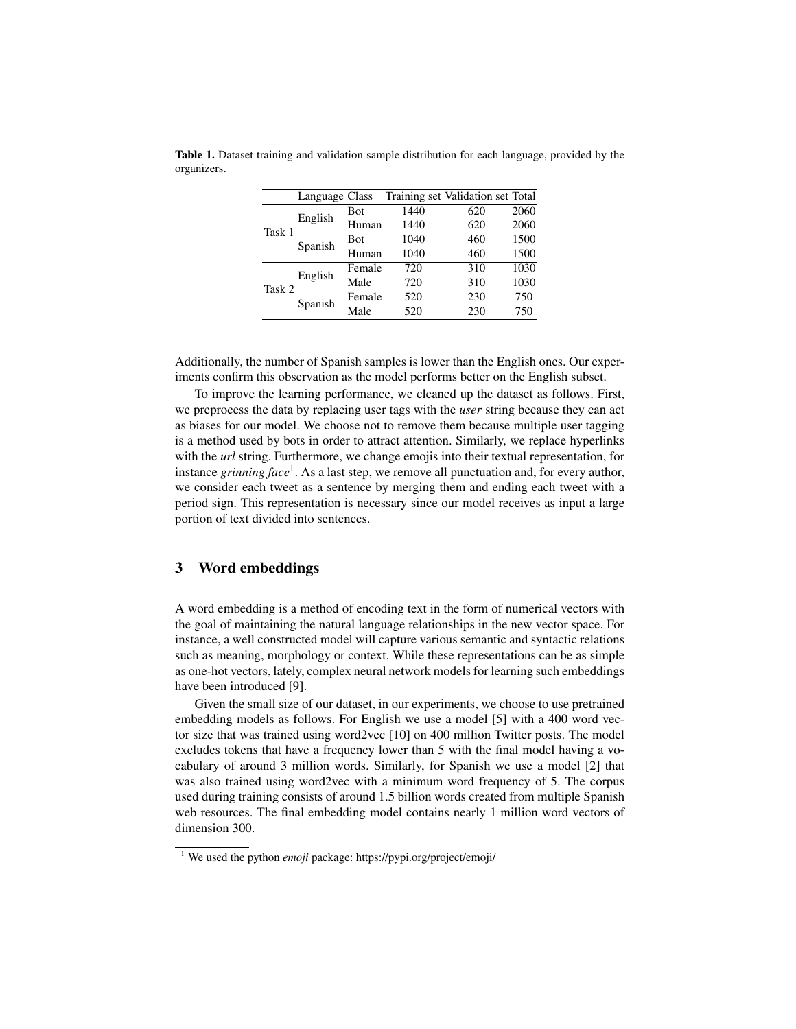**Table 1.** Dataset training and validation sample distribution for each language, provided by the organizers.

| | Language | Class | Training set | Validation set | Total |
|---|---|---|---|---|---|
| Task 1 | English | Bot | 1440 | 620 | 2060 |
| | | Human | 1440 | 620 | 2060 |
| | Spanish | Bot | 1040 | 460 | 1500 |
| | | Human | 1040 | 460 | 1500 |
| Task 2 | English | Female | 720 | 310 | 1030 |
| | | Male | 720 | 310 | 1030 |
| | Spanish | Female | 520 | 230 | 750 |
| | | Male | 520 | 230 | 750 |

Additionally, the number of Spanish samples is lower than the English ones. Our experiments confirm this observation as the model performs better on the English subset.

To improve the learning performance, we cleaned up the dataset as follows. First, we preprocess the data by replacing user tags with the *user* string because they can act as biases for our model. We choose not to remove them because multiple user tagging is a method used by bots in order to attract attention. Similarly, we replace hyperlinks with the *url* string. Furthermore, we change emojis into their textual representation, for instance *grinning face*[1]. As a last step, we remove all punctuation and, for every author, we consider each tweet as a sentence by merging them and ending each tweet with a period sign. This representation is necessary since our model receives as input a large portion of text divided into sentences.

## 3 Word embeddings

A word embedding is a method of encoding text in the form of numerical vectors with the goal of maintaining the natural language relationships in the new vector space. For instance, a well constructed model will capture various semantic and syntactic relations such as meaning, morphology or context. While these representations can be as simple as one-hot vectors, lately, complex neural network models for learning such embeddings have been introduced [9].

Given the small size of our dataset, in our experiments, we choose to use pretrained embedding models as follows. For English we use a model [5] with a 400 word vector size that was trained using word2vec [10] on 400 million Twitter posts. The model excludes tokens that have a frequency lower than 5 with the final model having a vocabulary of around 3 million words. Similarly, for Spanish we use a model [2] that was also trained using word2vec with a minimum word frequency of 5. The corpus used during training consists of around 1.5 billion words created from multiple Spanish web resources. The final embedding model contains nearly 1 million word vectors of dimension 300.

[1] We used the python *emoji* package: https://pypi.org/project/emoji/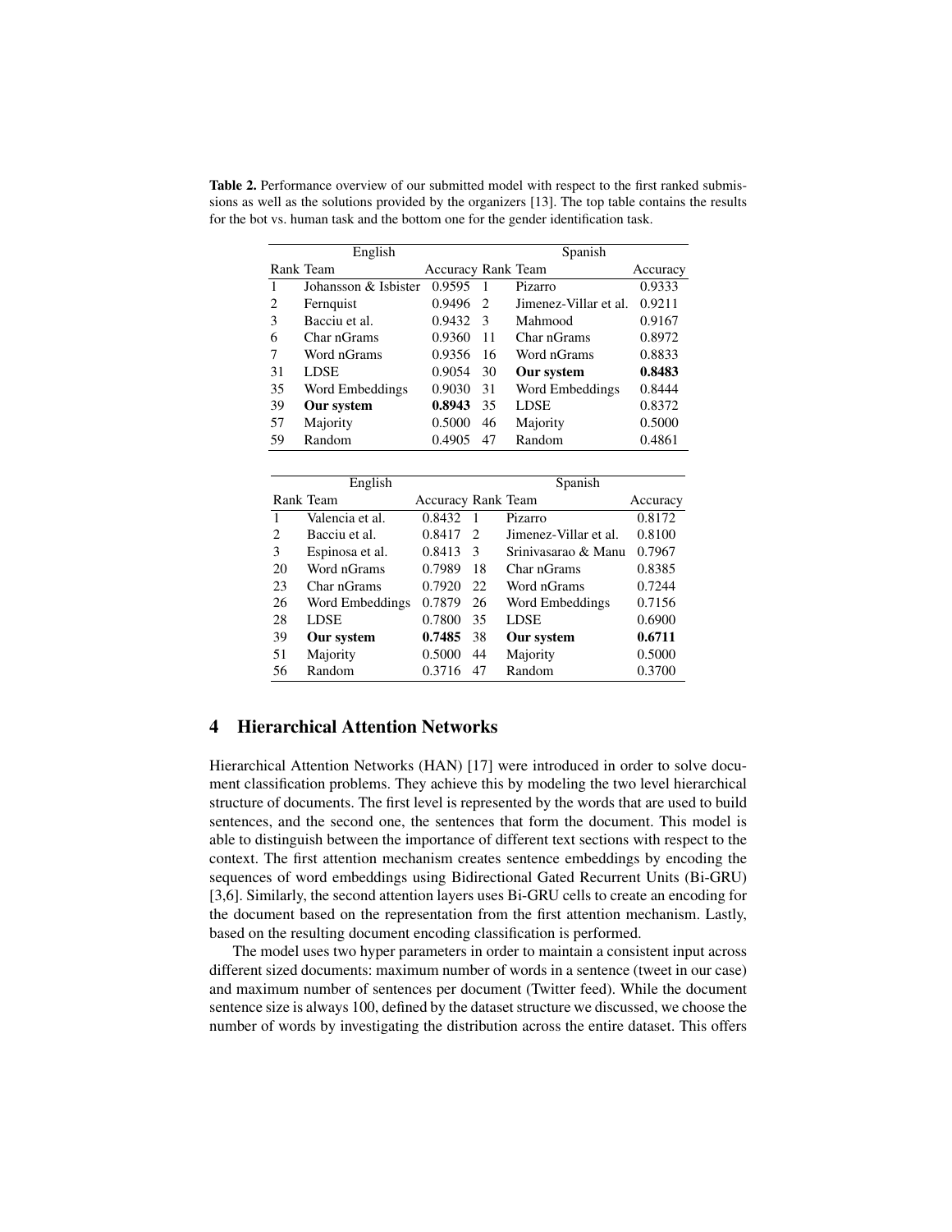**Table 2.** Performance overview of our submitted model with respect to the first ranked submissions as well as the solutions provided by the organizers [13]. The top table contains the results for the bot vs. human task and the bottom one for the gender identification task.

| English | | | Spanish | | |
|---|---|---|---|---|---|
| Rank | Team | Accuracy | Rank | Team | Accuracy |
| 1 | Johansson & Isbister | 0.9595 | 1 | Pizarro | 0.9333 |
| 2 | Fernquist | 0.9496 | 2 | Jimenez-Villar et al. | 0.9211 |
| 3 | Bacciu et al. | 0.9432 | 3 | Mahmood | 0.9167 |
| 6 | Char nGrams | 0.9360 | 11 | Char nGrams | 0.8972 |
| 7 | Word nGrams | 0.9356 | 16 | Word nGrams | 0.8833 |
| 31 | LDSE | 0.9054 | 30 | **Our system** | **0.8483** |
| 35 | Word Embeddings | 0.9030 | 31 | Word Embeddings | 0.8444 |
| 39 | **Our system** | **0.8943** | 35 | LDSE | 0.8372 |
| 57 | Majority | 0.5000 | 46 | Majority | 0.5000 |
| 59 | Random | 0.4905 | 47 | Random | 0.4861 |

| English | | | Spanish | | |
|---|---|---|---|---|---|
| Rank | Team | Accuracy | Rank | Team | Accuracy |
| 1 | Valencia et al. | 0.8432 | 1 | Pizarro | 0.8172 |
| 2 | Bacciu et al. | 0.8417 | 2 | Jimenez-Villar et al. | 0.8100 |
| 3 | Espinosa et al. | 0.8413 | 3 | Srinivasarao & Manu | 0.7967 |
| 20 | Word nGrams | 0.7989 | 18 | Char nGrams | 0.8385 |
| 23 | Char nGrams | 0.7920 | 22 | Word nGrams | 0.7244 |
| 26 | Word Embeddings | 0.7879 | 26 | Word Embeddings | 0.7156 |
| 28 | LDSE | 0.7800 | 35 | LDSE | 0.6900 |
| 39 | **Our system** | **0.7485** | 38 | **Our system** | **0.6711** |
| 51 | Majority | 0.5000 | 44 | Majority | 0.5000 |
| 56 | Random | 0.3716 | 47 | Random | 0.3700 |

## 4 Hierarchical Attention Networks

Hierarchical Attention Networks (HAN) [17] were introduced in order to solve document classification problems. They achieve this by modeling the two level hierarchical structure of documents. The first level is represented by the words that are used to build sentences, and the second one, the sentences that form the document. This model is able to distinguish between the importance of different text sections with respect to the context. The first attention mechanism creates sentence embeddings by encoding the sequences of word embeddings using Bidirectional Gated Recurrent Units (Bi-GRU) [3,6]. Similarly, the second attention layers uses Bi-GRU cells to create an encoding for the document based on the representation from the first attention mechanism. Lastly, based on the resulting document encoding classification is performed.

The model uses two hyper parameters in order to maintain a consistent input across different sized documents: maximum number of words in a sentence (tweet in our case) and maximum number of sentences per document (Twitter feed). While the document sentence size is always 100, defined by the dataset structure we discussed, we choose the number of words by investigating the distribution across the entire dataset. This offers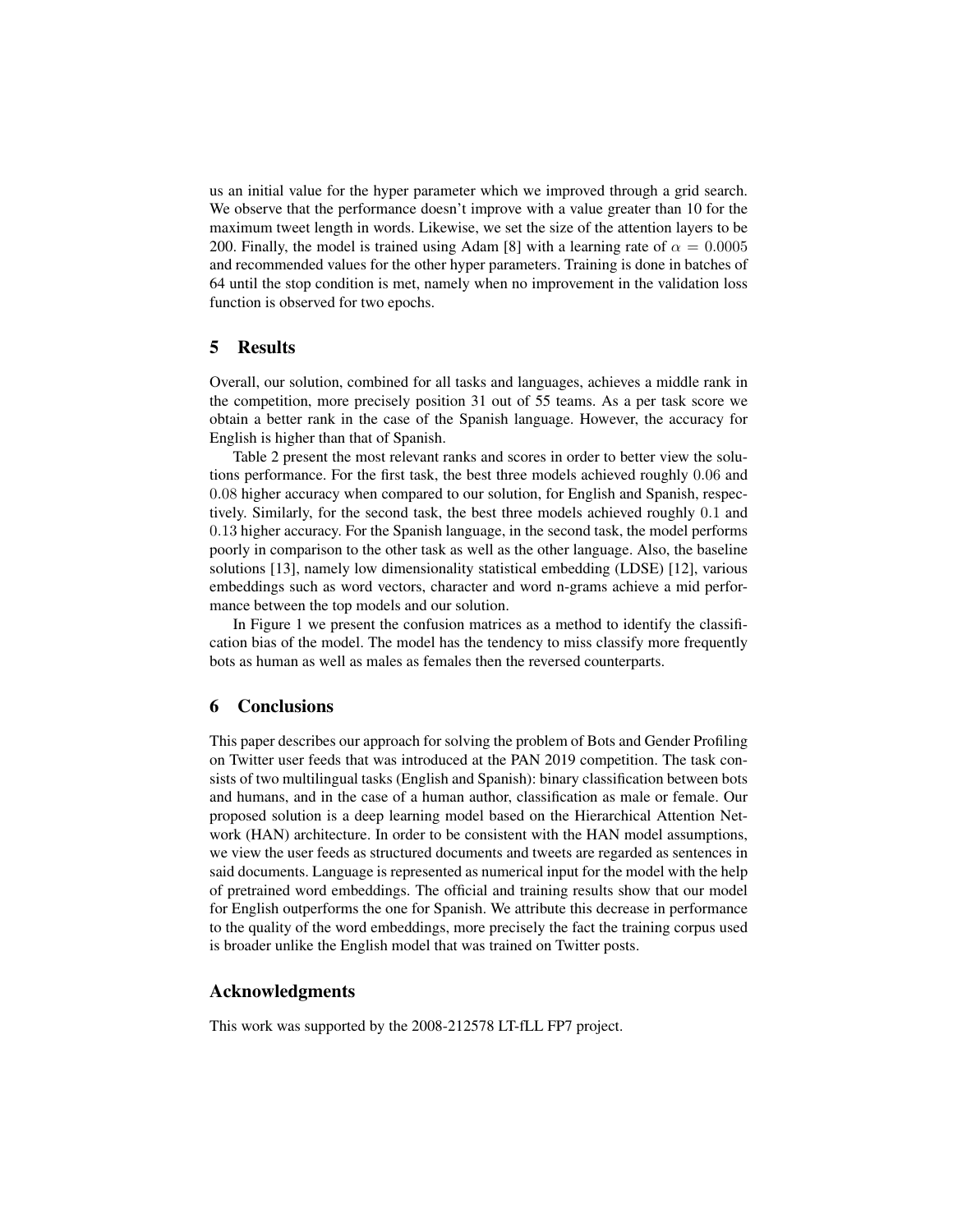us an initial value for the hyper parameter which we improved through a grid search. We observe that the performance doesn't improve with a value greater than 10 for the maximum tweet length in words. Likewise, we set the size of the attention layers to be 200. Finally, the model is trained using Adam [8] with a learning rate of $\alpha = 0.0005$ and recommended values for the other hyper parameters. Training is done in batches of 64 until the stop condition is met, namely when no improvement in the validation loss function is observed for two epochs.

## 5 Results

Overall, our solution, combined for all tasks and languages, achieves a middle rank in the competition, more precisely position 31 out of 55 teams. As a per task score we obtain a better rank in the case of the Spanish language. However, the accuracy for English is higher than that of Spanish.

Table 2 present the most relevant ranks and scores in order to better view the solutions performance. For the first task, the best three models achieved roughly $0.06$ and $0.08$ higher accuracy when compared to our solution, for English and Spanish, respectively. Similarly, for the second task, the best three models achieved roughly $0.1$ and $0.13$ higher accuracy. For the Spanish language, in the second task, the model performs poorly in comparison to the other task as well as the other language. Also, the baseline solutions [13], namely low dimensionality statistical embedding (LDSE) [12], various embeddings such as word vectors, character and word n-grams achieve a mid performance between the top models and our solution.

In Figure 1 we present the confusion matrices as a method to identify the classification bias of the model. The model has the tendency to miss classify more frequently bots as human as well as males as females then the reversed counterparts.

## 6 Conclusions

This paper describes our approach for solving the problem of Bots and Gender Profiling on Twitter user feeds that was introduced at the PAN 2019 competition. The task consists of two multilingual tasks (English and Spanish): binary classification between bots and humans, and in the case of a human author, classification as male or female. Our proposed solution is a deep learning model based on the Hierarchical Attention Network (HAN) architecture. In order to be consistent with the HAN model assumptions, we view the user feeds as structured documents and tweets are regarded as sentences in said documents. Language is represented as numerical input for the model with the help of pretrained word embeddings. The official and training results show that our model for English outperforms the one for Spanish. We attribute this decrease in performance to the quality of the word embeddings, more precisely the fact the training corpus used is broader unlike the English model that was trained on Twitter posts.

## Acknowledgments

This work was supported by the 2008-212578 LT-fLL FP7 project.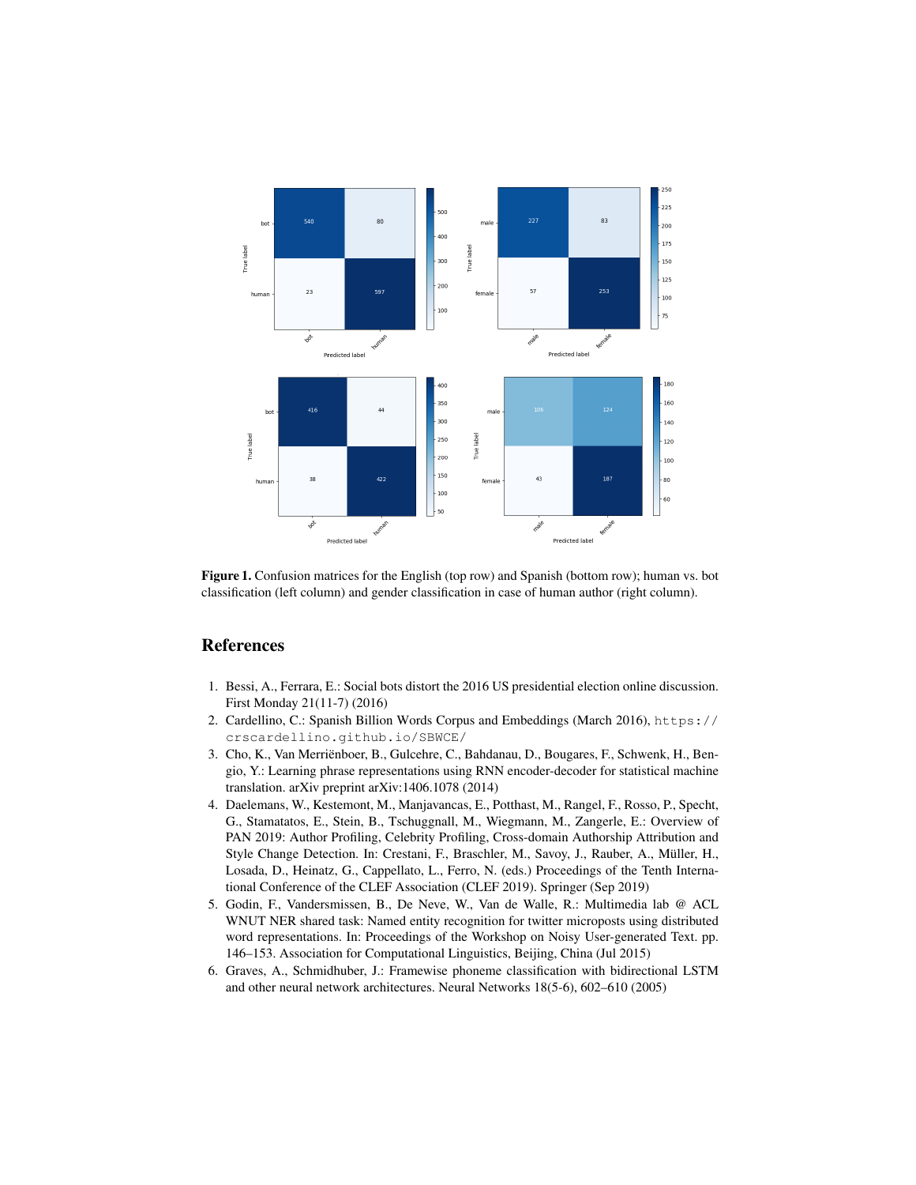**Figure 1.** Confusion matrices for the English (top row) and Spanish (bottom row); human vs. bot classification (left column) and gender classification in case of human author (right column).

## References

1. Bessi, A., Ferrara, E.: Social bots distort the 2016 US presidential election online discussion. First Monday 21(11-7) (2016)
2. Cardellino, C.: Spanish Billion Words Corpus and Embeddings (March 2016), `https://crscardellino.github.io/SBWCE/`
3. Cho, K., Van Merriënboer, B., Gulcehre, C., Bahdanau, D., Bougares, F., Schwenk, H., Bengio, Y.: Learning phrase representations using RNN encoder-decoder for statistical machine translation. arXiv preprint arXiv:1406.1078 (2014)
4. Daelemans, W., Kestemont, M., Manjavancas, E., Potthast, M., Rangel, F., Rosso, P., Specht, G., Stamatatos, E., Stein, B., Tschuggnall, M., Wiegmann, M., Zangerle, E.: Overview of PAN 2019: Author Profiling, Celebrity Profiling, Cross-domain Authorship Attribution and Style Change Detection. In: Crestani, F., Braschler, M., Savoy, J., Rauber, A., Müller, H., Losada, D., Heinatz, G., Cappellato, L., Ferro, N. (eds.) Proceedings of the Tenth International Conference of the CLEF Association (CLEF 2019). Springer (Sep 2019)
5. Godin, F., Vandersmissen, B., De Neve, W., Van de Walle, R.: Multimedia lab @ ACL WNUT NER shared task: Named entity recognition for twitter microposts using distributed word representations. In: Proceedings of the Workshop on Noisy User-generated Text. pp. 146–153. Association for Computational Linguistics, Beijing, China (Jul 2015)
6. Graves, A., Schmidhuber, J.: Framewise phoneme classification with bidirectional LSTM and other neural network architectures. Neural Networks 18(5-6), 602–610 (2005)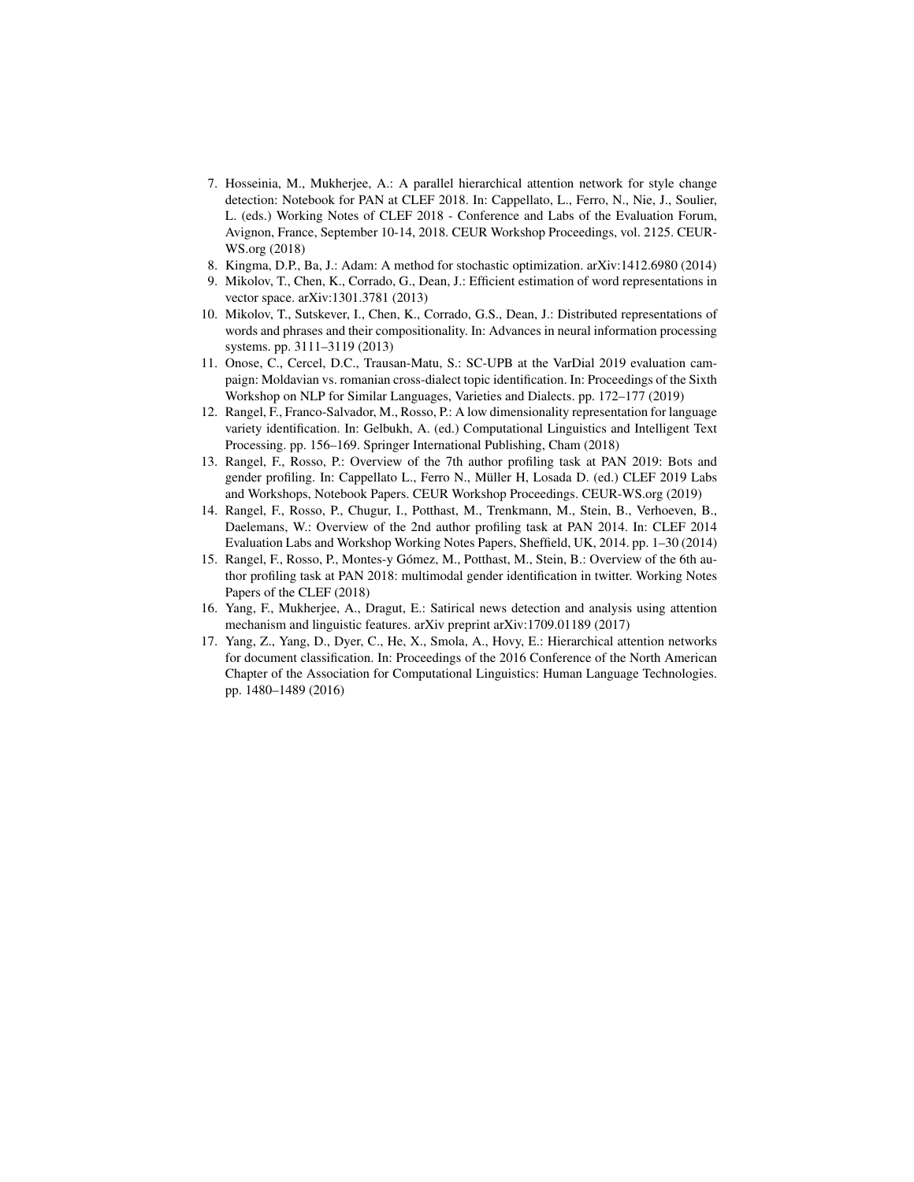7. Hosseinia, M., Mukherjee, A.: A parallel hierarchical attention network for style change detection: Notebook for PAN at CLEF 2018. In: Cappellato, L., Ferro, N., Nie, J., Soulier, L. (eds.) Working Notes of CLEF 2018 - Conference and Labs of the Evaluation Forum, Avignon, France, September 10-14, 2018. CEUR Workshop Proceedings, vol. 2125. CEUR-WS.org (2018)
8. Kingma, D.P., Ba, J.: Adam: A method for stochastic optimization. arXiv:1412.6980 (2014)
9. Mikolov, T., Chen, K., Corrado, G., Dean, J.: Efficient estimation of word representations in vector space. arXiv:1301.3781 (2013)
10. Mikolov, T., Sutskever, I., Chen, K., Corrado, G.S., Dean, J.: Distributed representations of words and phrases and their compositionality. In: Advances in neural information processing systems. pp. 3111–3119 (2013)
11. Onose, C., Cercel, D.C., Trausan-Matu, S.: SC-UPB at the VarDial 2019 evaluation campaign: Moldavian vs. romanian cross-dialect topic identification. In: Proceedings of the Sixth Workshop on NLP for Similar Languages, Varieties and Dialects. pp. 172–177 (2019)
12. Rangel, F., Franco-Salvador, M., Rosso, P.: A low dimensionality representation for language variety identification. In: Gelbukh, A. (ed.) Computational Linguistics and Intelligent Text Processing. pp. 156–169. Springer International Publishing, Cham (2018)
13. Rangel, F., Rosso, P.: Overview of the 7th author profiling task at PAN 2019: Bots and gender profiling. In: Cappellato L., Ferro N., Müller H, Losada D. (ed.) CLEF 2019 Labs and Workshops, Notebook Papers. CEUR Workshop Proceedings. CEUR-WS.org (2019)
14. Rangel, F., Rosso, P., Chugur, I., Potthast, M., Trenkmann, M., Stein, B., Verhoeven, B., Daelemans, W.: Overview of the 2nd author profiling task at PAN 2014. In: CLEF 2014 Evaluation Labs and Workshop Working Notes Papers, Sheffield, UK, 2014. pp. 1–30 (2014)
15. Rangel, F., Rosso, P., Montes-y Gómez, M., Potthast, M., Stein, B.: Overview of the 6th author profiling task at PAN 2018: multimodal gender identification in twitter. Working Notes Papers of the CLEF (2018)
16. Yang, F., Mukherjee, A., Dragut, E.: Satirical news detection and analysis using attention mechanism and linguistic features. arXiv preprint arXiv:1709.01189 (2017)
17. Yang, Z., Yang, D., Dyer, C., He, X., Smola, A., Hovy, E.: Hierarchical attention networks for document classification. In: Proceedings of the 2016 Conference of the North American Chapter of the Association for Computational Linguistics: Human Language Technologies. pp. 1480–1489 (2016)